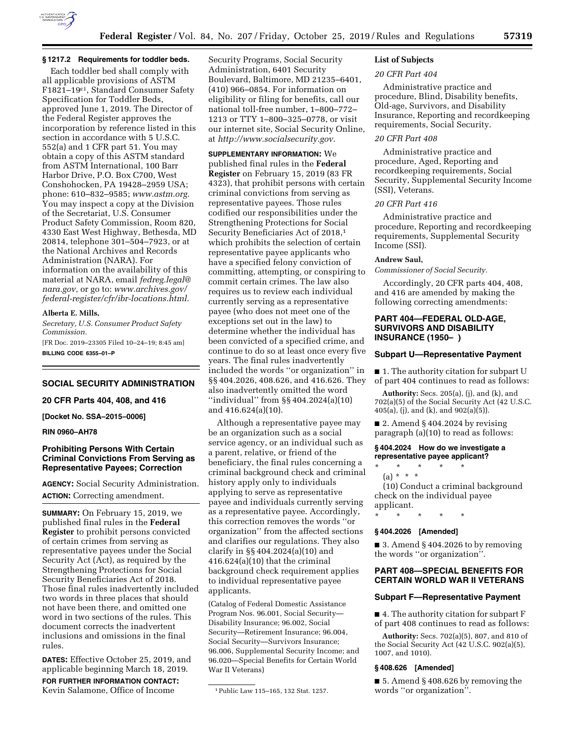### § 1217.2 Requirements for toddler beds.

Each toddler bed shall comply with all applicable provisions of ASTM F1821–19ε1, Standard Consumer Safety Specification for Toddler Beds, approved June 1, 2019. The Director of the Federal Register approves the incorporation by reference listed in this section in accordance with 5 U.S.C. 552(a) and 1 CFR part 51. You may obtain a copy of this ASTM standard from ASTM International, 100 Barr Harbor Drive, P.O. Box C700, West Conshohocken, PA 19428–2959 USA; phone: 610–832–9585; *www.astm.org.* You may inspect a copy at the Division of the Secretariat, U.S. Consumer Product Safety Commission, Room 820, 4330 East West Highway, Bethesda, MD 20814, telephone 301–504–7923, or at the National Archives and Records Administration (NARA). For information on the availability of this material at NARA, email *fedreg.legal@nara.gov,* or go to: *www.archives.gov/federal-register/cfr/ibr-locations.html.*

**Alberta E. Mills,**

*Secretary, U.S. Consumer Product Safety Commission.*

[FR Doc. 2019–23305 Filed 10–24–19; 8:45 am]

**BILLING CODE 6355–01–P**

---

## SOCIAL SECURITY ADMINISTRATION

### 20 CFR Parts 404, 408, and 416

**[Docket No. SSA–2015–0006]**

**RIN 0960–AH78**

### Prohibiting Persons With Certain Criminal Convictions From Serving as Representative Payees; Correction

**AGENCY:** Social Security Administration.

**ACTION:** Correcting amendment.

**SUMMARY:** On February 15, 2019, we published final rules in the **Federal Register** to prohibit persons convicted of certain crimes from serving as representative payees under the Social Security Act (Act), as required by the Strengthening Protections for Social Security Beneficiaries Act of 2018. Those final rules inadvertently included two words in three places that should not have been there, and omitted one word in two sections of the rules. This document corrects the inadvertent inclusions and omissions in the final rules.

**DATES:** Effective October 25, 2019, and applicable beginning March 18, 2019.

**FOR FURTHER INFORMATION CONTACT:** Kevin Salamone, Office of Income Security Programs, Social Security Administration, 6401 Security Boulevard, Baltimore, MD 21235–6401, (410) 966–0854. For information on eligibility or filing for benefits, call our national toll-free number, 1–800–772–1213 or TTY 1–800–325–0778, or visit our internet site, Social Security Online, at *http://www.socialsecurity.gov.*

**SUPPLEMENTARY INFORMATION:** We published final rules in the **Federal Register** on February 15, 2019 (83 FR 4323), that prohibit persons with certain criminal convictions from serving as representative payees. Those rules codified our responsibilities under the Strengthening Protections for Social Security Beneficiaries Act of 2018,[1] which prohibits the selection of certain representative payee applicants who have a specified felony conviction of committing, attempting, or conspiring to commit certain crimes. The law also requires us to review each individual currently serving as a representative payee (who does not meet one of the exceptions set out in the law) to determine whether the individual has been convicted of a specified crime, and continue to do so at least once every five years. The final rules inadvertently included the words ''or organization'' in §§ 404.2026, 408.626, and 416.626. They also inadvertently omitted the word ''individual'' from §§ 404.2024(a)(10) and 416.624(a)(10).

Although a representative payee may be an organization such as a social service agency, or an individual such as a parent, relative, or friend of the beneficiary, the final rules concerning a criminal background check and criminal history apply only to individuals applying to serve as representative payee and individuals currently serving as a representative payee. Accordingly, this correction removes the words ''or organization'' from the affected sections and clarifies our regulations. They also clarify in §§ 404.2024(a)(10) and 416.624(a)(10) that the criminal background check requirement applies to individual representative payee applicants.

(Catalog of Federal Domestic Assistance Program Nos. 96.001, Social Security—Disability Insurance; 96.002, Social Security—Retirement Insurance; 96.004, Social Security—Survivors Insurance; 96.006, Supplemental Security Income; and 96.020—Special Benefits for Certain World War II Veterans)

[1] Public Law 115–165, 132 Stat. 1257.

**List of Subjects**

*20 CFR Part 404*

Administrative practice and procedure, Blind, Disability benefits, Old-age, Survivors, and Disability Insurance, Reporting and recordkeeping requirements, Social Security.

*20 CFR Part 408*

Administrative practice and procedure, Aged, Reporting and recordkeeping requirements, Social Security, Supplemental Security Income (SSI), Veterans.

*20 CFR Part 416*

Administrative practice and procedure, Reporting and recordkeeping requirements, Supplemental Security Income (SSI).

**Andrew Saul,**

*Commissioner of Social Security.*

Accordingly, 20 CFR parts 404, 408, and 416 are amended by making the following correcting amendments:

## PART 404—FEDERAL OLD-AGE, SURVIVORS AND DISABILITY INSURANCE (1950– )

### Subpart U—Representative Payment

■ 1. The authority citation for subpart U of part 404 continues to read as follows:

**Authority:** Secs. 205(a), (j), and (k), and 702(a)(5) of the Social Security Act (42 U.S.C. 405(a), (j), and (k), and 902(a)(5)).

■ 2. Amend § 404.2024 by revising paragraph (a)(10) to read as follows:

### § 404.2024 How do we investigate a representative payee applicant?

\* \* \* \* \*

(a) \* \* \*

(10) Conduct a criminal background check on the individual payee applicant.

\* \* \* \* \*

### § 404.2026 [Amended]

■ 3. Amend § 404.2026 to by removing the words ''or organization''.

## PART 408—SPECIAL BENEFITS FOR CERTAIN WORLD WAR II VETERANS

### Subpart F—Representative Payment

■ 4. The authority citation for subpart F of part 408 continues to read as follows:

**Authority:** Secs. 702(a)(5), 807, and 810 of the Social Security Act (42 U.S.C. 902(a)(5), 1007, and 1010).

### § 408.626 [Amended]

■ 5. Amend § 408.626 by removing the words ''or organization''.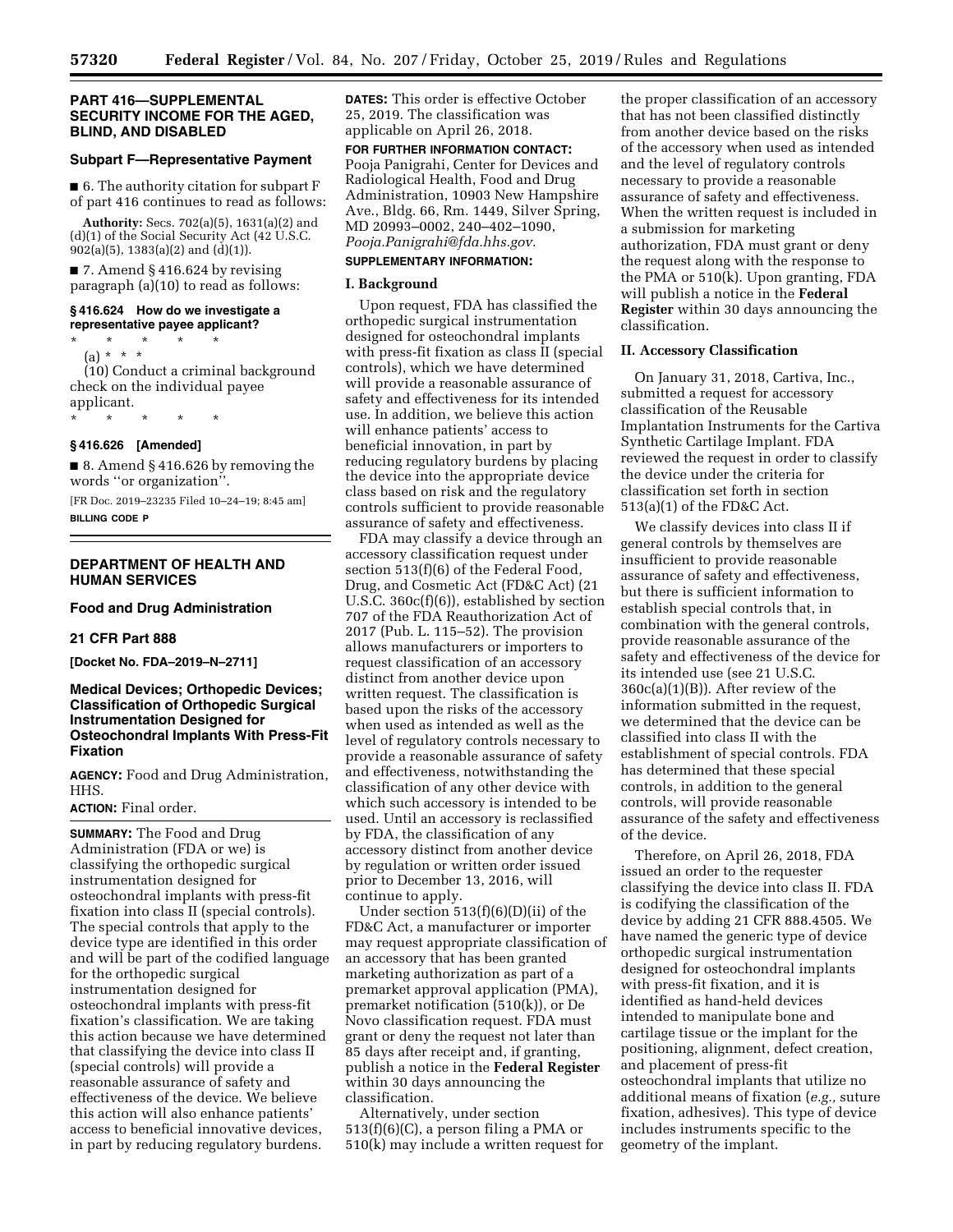## PART 416—SUPPLEMENTAL SECURITY INCOME FOR THE AGED, BLIND, AND DISABLED

### Subpart F—Representative Payment

■ 6. The authority citation for subpart F of part 416 continues to read as follows:

**Authority:** Secs. 702(a)(5), 1631(a)(2) and (d)(1) of the Social Security Act (42 U.S.C. 902(a)(5), 1383(a)(2) and (d)(1)).

■ 7. Amend § 416.624 by revising paragraph (a)(10) to read as follows:

#### § 416.624 How do we investigate a representative payee applicant?

\* \* \* \* \*

(a) \* \* \*

(10) Conduct a criminal background check on the individual payee applicant.

\* \* \* \* \*

#### § 416.626 [Amended]

■ 8. Amend § 416.626 by removing the words ''or organization''.

[FR Doc. 2019–23235 Filed 10–24–19; 8:45 am]

**BILLING CODE P**

---

## DEPARTMENT OF HEALTH AND HUMAN SERVICES

### Food and Drug Administration

### 21 CFR Part 888

**[Docket No. FDA–2019–N–2711]**

### Medical Devices; Orthopedic Devices; Classification of Orthopedic Surgical Instrumentation Designed for Osteochondral Implants With Press-Fit Fixation

**AGENCY:** Food and Drug Administration, HHS.

**ACTION:** Final order.

**SUMMARY:** The Food and Drug Administration (FDA or we) is classifying the orthopedic surgical instrumentation designed for osteochondral implants with press-fit fixation into class II (special controls). The special controls that apply to the device type are identified in this order and will be part of the codified language for the orthopedic surgical instrumentation designed for osteochondral implants with press-fit fixation's classification. We are taking this action because we have determined that classifying the device into class II (special controls) will provide a reasonable assurance of safety and effectiveness of the device. We believe this action will also enhance patients' access to beneficial innovative devices, in part by reducing regulatory burdens.

**DATES:** This order is effective October 25, 2019. The classification was applicable on April 26, 2018.

**FOR FURTHER INFORMATION CONTACT:** Pooja Panigrahi, Center for Devices and Radiological Health, Food and Drug Administration, 10903 New Hampshire Ave., Bldg. 66, Rm. 1449, Silver Spring, MD 20993–0002, 240–402–1090, *Pooja.Panigrahi@fda.hhs.gov.*

**SUPPLEMENTARY INFORMATION:**

### I. Background

Upon request, FDA has classified the orthopedic surgical instrumentation designed for osteochondral implants with press-fit fixation as class II (special controls), which we have determined will provide a reasonable assurance of safety and effectiveness for its intended use. In addition, we believe this action will enhance patients' access to beneficial innovation, in part by reducing regulatory burdens by placing the device into the appropriate device class based on risk and the regulatory controls sufficient to provide reasonable assurance of safety and effectiveness.

FDA may classify a device through an accessory classification request under section 513(f)(6) of the Federal Food, Drug, and Cosmetic Act (FD&C Act) (21 U.S.C. 360c(f)(6)), established by section 707 of the FDA Reauthorization Act of 2017 (Pub. L. 115–52). The provision allows manufacturers or importers to request classification of an accessory distinct from another device upon written request. The classification is based upon the risks of the accessory when used as intended as well as the level of regulatory controls necessary to provide a reasonable assurance of safety and effectiveness, notwithstanding the classification of any other device with which such accessory is intended to be used. Until an accessory is reclassified by FDA, the classification of any accessory distinct from another device by regulation or written order issued prior to December 13, 2016, will continue to apply.

Under section 513(f)(6)(D)(ii) of the FD&C Act, a manufacturer or importer may request appropriate classification of an accessory that has been granted marketing authorization as part of a premarket approval application (PMA), premarket notification (510(k)), or De Novo classification request. FDA must grant or deny the request not later than 85 days after receipt and, if granting, publish a notice in the **Federal Register** within 30 days announcing the classification.

Alternatively, under section 513(f)(6)(C), a person filing a PMA or 510(k) may include a written request for the proper classification of an accessory that has not been classified distinctly from another device based on the risks of the accessory when used as intended and the level of regulatory controls necessary to provide a reasonable assurance of safety and effectiveness. When the written request is included in a submission for marketing authorization, FDA must grant or deny the request along with the response to the PMA or 510(k). Upon granting, FDA will publish a notice in the **Federal Register** within 30 days announcing the classification.

### II. Accessory Classification

On January 31, 2018, Cartiva, Inc., submitted a request for accessory classification of the Reusable Implantation Instruments for the Cartiva Synthetic Cartilage Implant. FDA reviewed the request in order to classify the device under the criteria for classification set forth in section 513(a)(1) of the FD&C Act.

We classify devices into class II if general controls by themselves are insufficient to provide reasonable assurance of safety and effectiveness, but there is sufficient information to establish special controls that, in combination with the general controls, provide reasonable assurance of the safety and effectiveness of the device for its intended use (see 21 U.S.C. 360c(a)(1)(B)). After review of the information submitted in the request, we determined that the device can be classified into class II with the establishment of special controls. FDA has determined that these special controls, in addition to the general controls, will provide reasonable assurance of the safety and effectiveness of the device.

Therefore, on April 26, 2018, FDA issued an order to the requester classifying the device into class II. FDA is codifying the classification of the device by adding 21 CFR 888.4505. We have named the generic type of device orthopedic surgical instrumentation designed for osteochondral implants with press-fit fixation, and it is identified as hand-held devices intended to manipulate bone and cartilage tissue or the implant for the positioning, alignment, defect creation, and placement of press-fit osteochondral implants that utilize no additional means of fixation (*e.g.,* suture fixation, adhesives). This type of device includes instruments specific to the geometry of the implant.